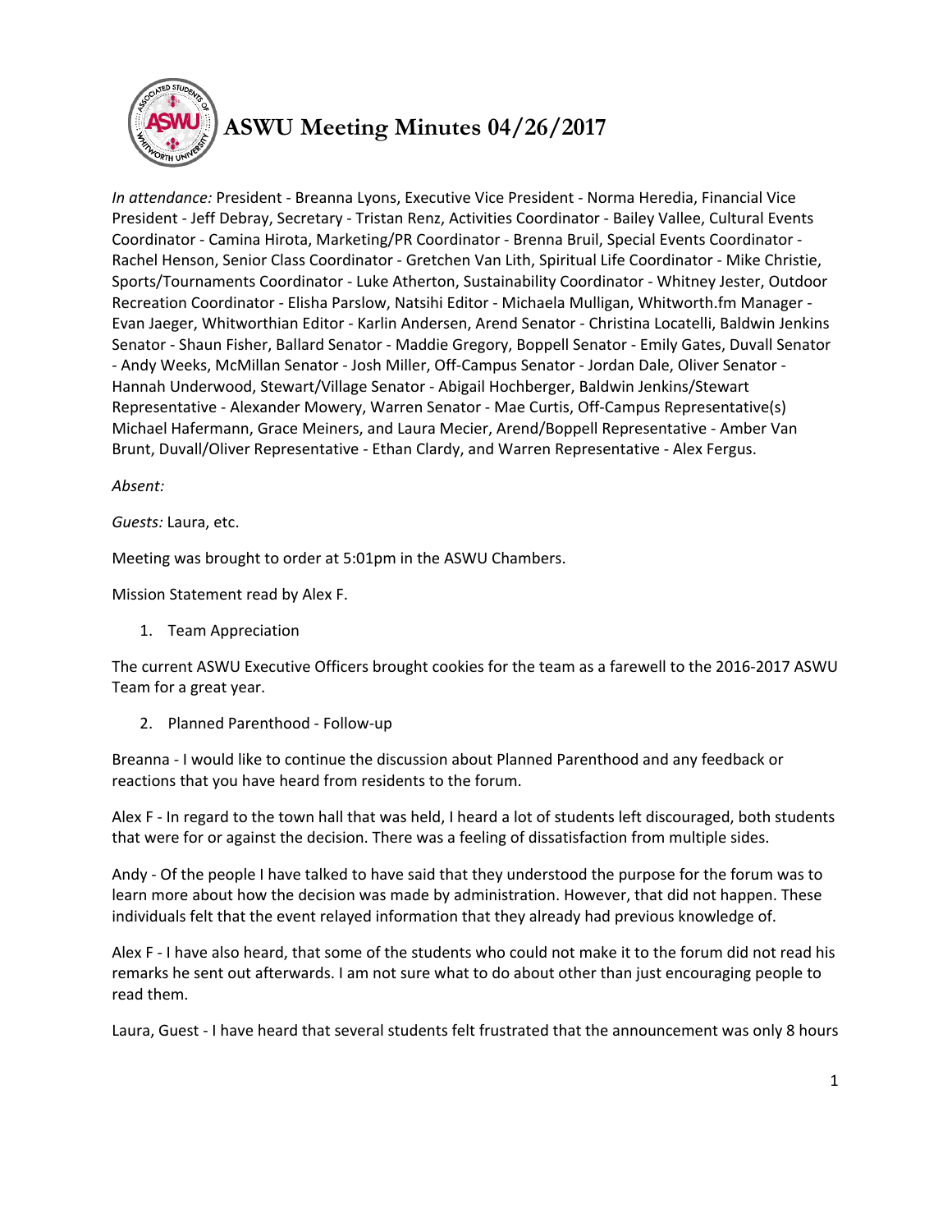# ASWU Meeting Minutes 04/26/2017

*In attendance:* President - Breanna Lyons, Executive Vice President - Norma Heredia, Financial Vice President - Jeff Debray, Secretary - Tristan Renz, Activities Coordinator - Bailey Vallee, Cultural Events Coordinator - Camina Hirota, Marketing/PR Coordinator - Brenna Bruil, Special Events Coordinator - Rachel Henson, Senior Class Coordinator - Gretchen Van Lith, Spiritual Life Coordinator - Mike Christie, Sports/Tournaments Coordinator - Luke Atherton, Sustainability Coordinator - Whitney Jester, Outdoor Recreation Coordinator - Elisha Parslow, Natsihi Editor - Michaela Mulligan, Whitworth.fm Manager - Evan Jaeger, Whitworthian Editor - Karlin Andersen, Arend Senator - Christina Locatelli, Baldwin Jenkins Senator - Shaun Fisher, Ballard Senator - Maddie Gregory, Boppell Senator - Emily Gates, Duvall Senator - Andy Weeks, McMillan Senator - Josh Miller, Off-Campus Senator - Jordan Dale, Oliver Senator - Hannah Underwood, Stewart/Village Senator - Abigail Hochberger, Baldwin Jenkins/Stewart Representative - Alexander Mowery, Warren Senator - Mae Curtis, Off-Campus Representative(s) Michael Hafermann, Grace Meiners, and Laura Mecier, Arend/Boppell Representative - Amber Van Brunt, Duvall/Oliver Representative - Ethan Clardy, and Warren Representative - Alex Fergus.

*Absent:*

*Guests:* Laura, etc.

Meeting was brought to order at 5:01pm in the ASWU Chambers.

Mission Statement read by Alex F.

1. Team Appreciation

The current ASWU Executive Officers brought cookies for the team as a farewell to the 2016-2017 ASWU Team for a great year.

2. Planned Parenthood - Follow-up

Breanna - I would like to continue the discussion about Planned Parenthood and any feedback or reactions that you have heard from residents to the forum.

Alex F - In regard to the town hall that was held, I heard a lot of students left discouraged, both students that were for or against the decision. There was a feeling of dissatisfaction from multiple sides.

Andy - Of the people I have talked to have said that they understood the purpose for the forum was to learn more about how the decision was made by administration. However, that did not happen. These individuals felt that the event relayed information that they already had previous knowledge of.

Alex F - I have also heard, that some of the students who could not make it to the forum did not read his remarks he sent out afterwards. I am not sure what to do about other than just encouraging people to read them.

Laura, Guest - I have heard that several students felt frustrated that the announcement was only 8 hours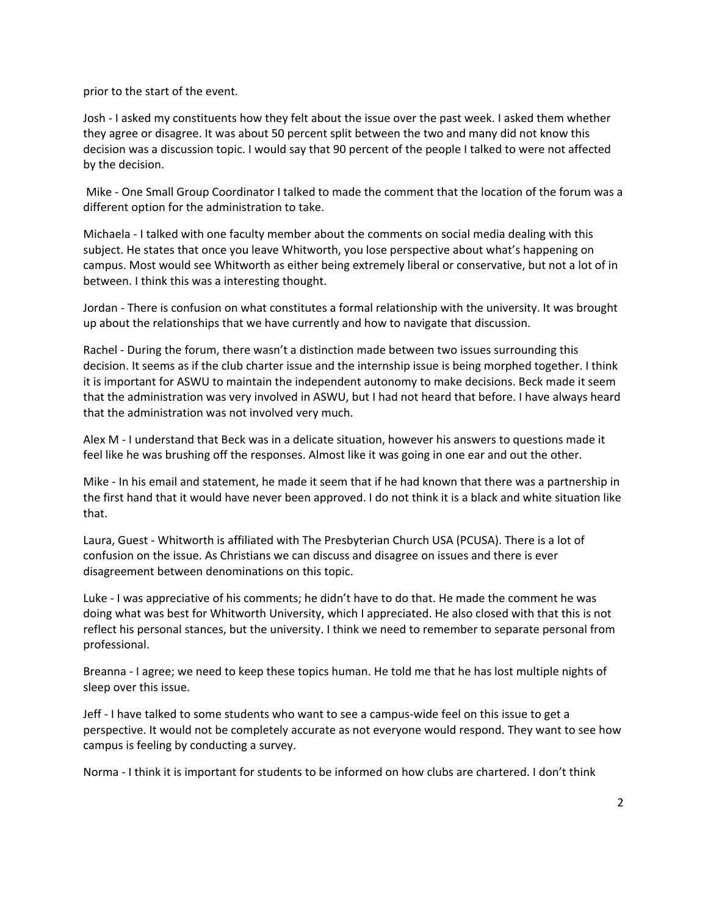prior to the start of the event.

Josh - I asked my constituents how they felt about the issue over the past week. I asked them whether they agree or disagree. It was about 50 percent split between the two and many did not know this decision was a discussion topic. I would say that 90 percent of the people I talked to were not affected by the decision.

Mike - One Small Group Coordinator I talked to made the comment that the location of the forum was a different option for the administration to take.

Michaela - I talked with one faculty member about the comments on social media dealing with this subject. He states that once you leave Whitworth, you lose perspective about what's happening on campus. Most would see Whitworth as either being extremely liberal or conservative, but not a lot of in between. I think this was a interesting thought.

Jordan - There is confusion on what constitutes a formal relationship with the university. It was brought up about the relationships that we have currently and how to navigate that discussion.

Rachel - During the forum, there wasn't a distinction made between two issues surrounding this decision. It seems as if the club charter issue and the internship issue is being morphed together. I think it is important for ASWU to maintain the independent autonomy to make decisions. Beck made it seem that the administration was very involved in ASWU, but I had not heard that before. I have always heard that the administration was not involved very much.

Alex M - I understand that Beck was in a delicate situation, however his answers to questions made it feel like he was brushing off the responses. Almost like it was going in one ear and out the other.

Mike - In his email and statement, he made it seem that if he had known that there was a partnership in the first hand that it would have never been approved. I do not think it is a black and white situation like that.

Laura, Guest - Whitworth is affiliated with The Presbyterian Church USA (PCUSA). There is a lot of confusion on the issue. As Christians we can discuss and disagree on issues and there is ever disagreement between denominations on this topic.

Luke - I was appreciative of his comments; he didn't have to do that. He made the comment he was doing what was best for Whitworth University, which I appreciated. He also closed with that this is not reflect his personal stances, but the university. I think we need to remember to separate personal from professional.

Breanna - I agree; we need to keep these topics human. He told me that he has lost multiple nights of sleep over this issue.

Jeff - I have talked to some students who want to see a campus-wide feel on this issue to get a perspective. It would not be completely accurate as not everyone would respond. They want to see how campus is feeling by conducting a survey.

Norma - I think it is important for students to be informed on how clubs are chartered. I don't think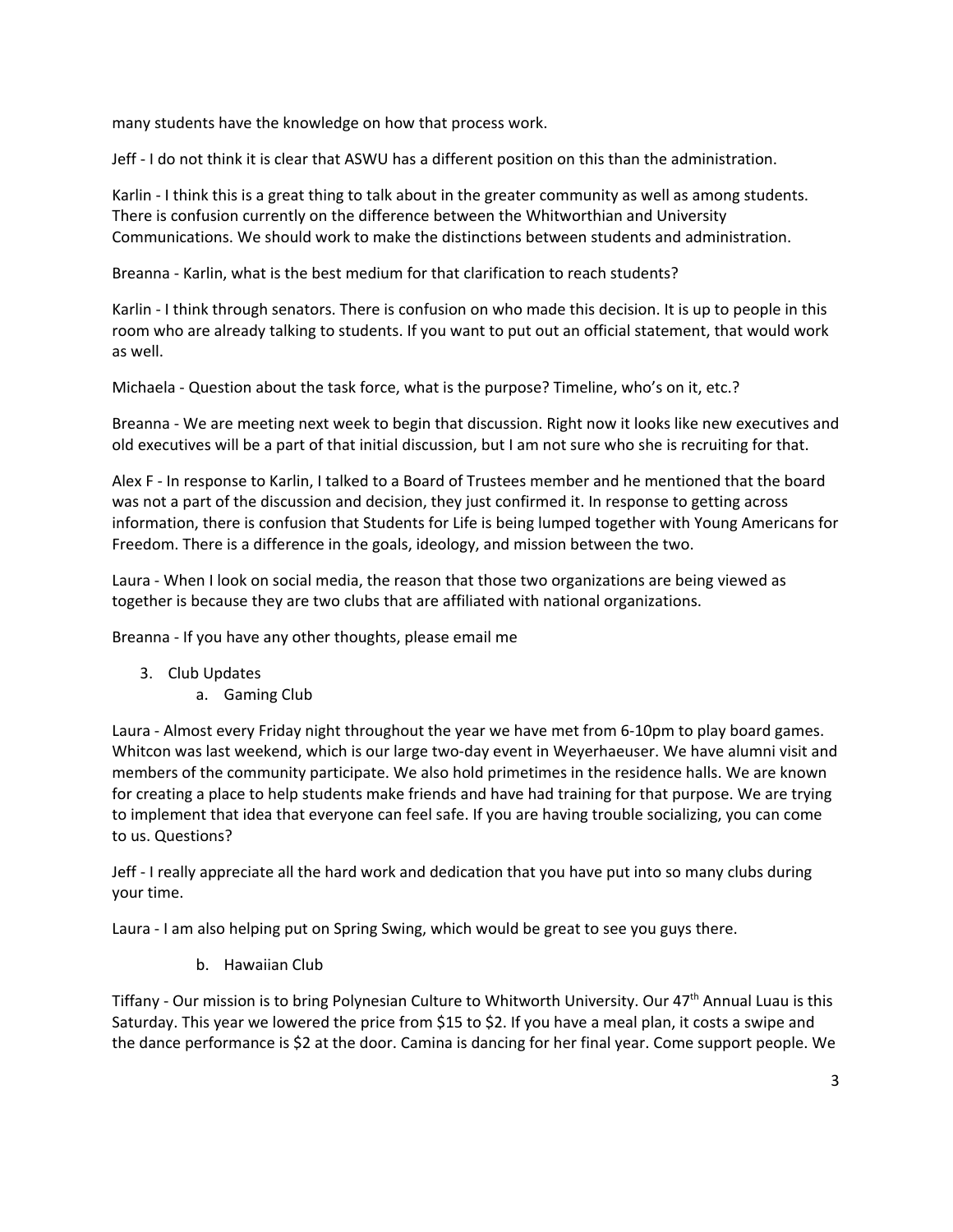many students have the knowledge on how that process work.

Jeff - I do not think it is clear that ASWU has a different position on this than the administration.

Karlin - I think this is a great thing to talk about in the greater community as well as among students. There is confusion currently on the difference between the Whitworthian and University Communications. We should work to make the distinctions between students and administration.

Breanna - Karlin, what is the best medium for that clarification to reach students?

Karlin - I think through senators. There is confusion on who made this decision. It is up to people in this room who are already talking to students. If you want to put out an official statement, that would work as well.

Michaela - Question about the task force, what is the purpose? Timeline, who's on it, etc.?

Breanna - We are meeting next week to begin that discussion. Right now it looks like new executives and old executives will be a part of that initial discussion, but I am not sure who she is recruiting for that.

Alex F - In response to Karlin, I talked to a Board of Trustees member and he mentioned that the board was not a part of the discussion and decision, they just confirmed it. In response to getting across information, there is confusion that Students for Life is being lumped together with Young Americans for Freedom. There is a difference in the goals, ideology, and mission between the two.

Laura - When I look on social media, the reason that those two organizations are being viewed as together is because they are two clubs that are affiliated with national organizations.

Breanna - If you have any other thoughts, please email me

3. Club Updates
    a. Gaming Club

Laura - Almost every Friday night throughout the year we have met from 6-10pm to play board games. Whitcon was last weekend, which is our large two-day event in Weyerhaeuser. We have alumni visit and members of the community participate. We also hold primetimes in the residence halls. We are known for creating a place to help students make friends and have had training for that purpose. We are trying to implement that idea that everyone can feel safe. If you are having trouble socializing, you can come to us. Questions?

Jeff - I really appreciate all the hard work and dedication that you have put into so many clubs during your time.

Laura - I am also helping put on Spring Swing, which would be great to see you guys there.

    b. Hawaiian Club

Tiffany - Our mission is to bring Polynesian Culture to Whitworth University. Our 47th Annual Luau is this Saturday. This year we lowered the price from $15 to $2. If you have a meal plan, it costs a swipe and the dance performance is $2 at the door. Camina is dancing for her final year. Come support people. We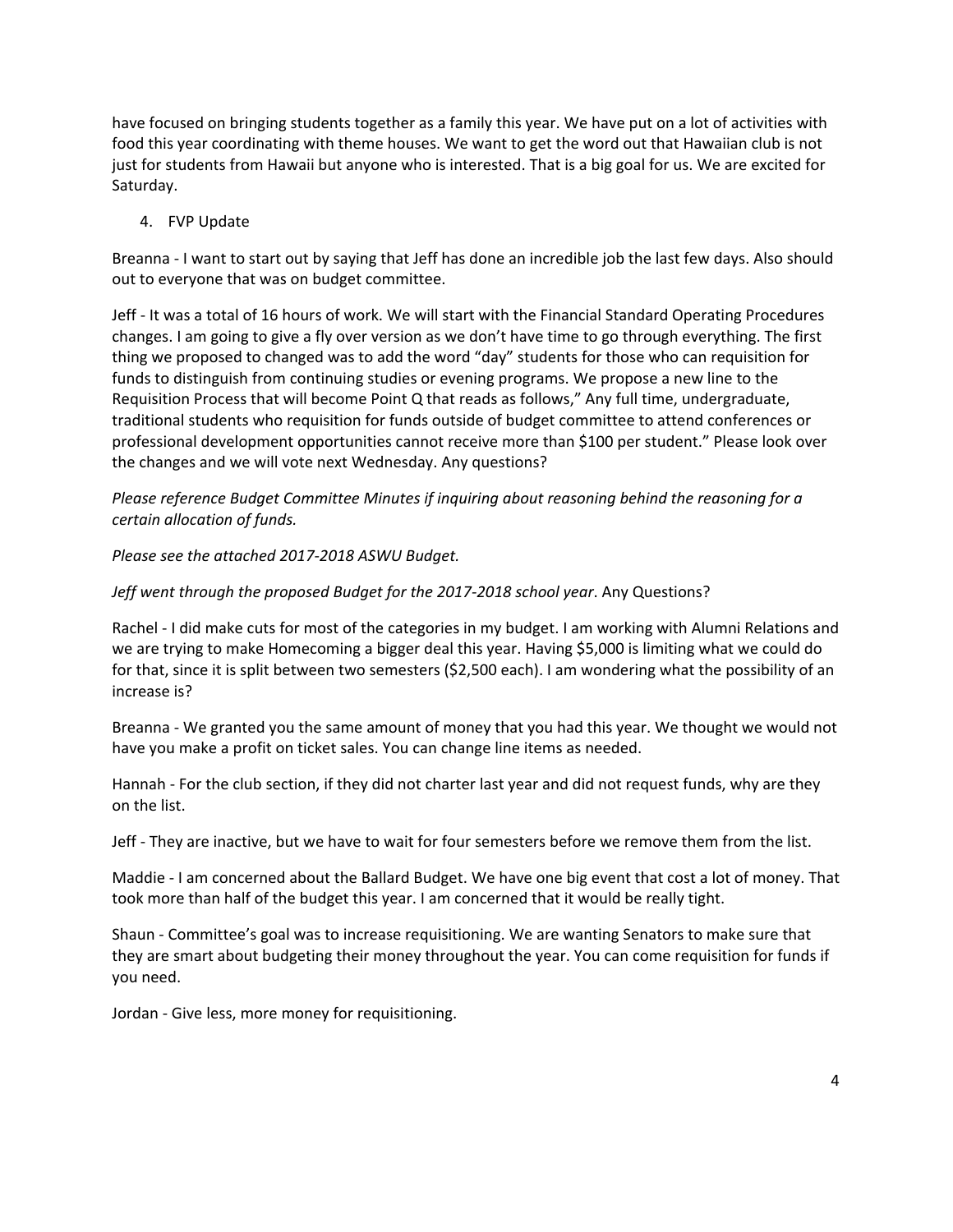have focused on bringing students together as a family this year. We have put on a lot of activities with food this year coordinating with theme houses. We want to get the word out that Hawaiian club is not just for students from Hawaii but anyone who is interested. That is a big goal for us. We are excited for Saturday.

4. FVP Update

Breanna - I want to start out by saying that Jeff has done an incredible job the last few days. Also should out to everyone that was on budget committee.

Jeff - It was a total of 16 hours of work. We will start with the Financial Standard Operating Procedures changes. I am going to give a fly over version as we don't have time to go through everything. The first thing we proposed to changed was to add the word "day" students for those who can requisition for funds to distinguish from continuing studies or evening programs. We propose a new line to the Requisition Process that will become Point Q that reads as follows," Any full time, undergraduate, traditional students who requisition for funds outside of budget committee to attend conferences or professional development opportunities cannot receive more than $100 per student." Please look over the changes and we will vote next Wednesday. Any questions?

*Please reference Budget Committee Minutes if inquiring about reasoning behind the reasoning for a certain allocation of funds.*

*Please see the attached 2017-2018 ASWU Budget.*

*Jeff went through the proposed Budget for the 2017-2018 school year*. Any Questions?

Rachel - I did make cuts for most of the categories in my budget. I am working with Alumni Relations and we are trying to make Homecoming a bigger deal this year. Having $5,000 is limiting what we could do for that, since it is split between two semesters ($2,500 each). I am wondering what the possibility of an increase is?

Breanna - We granted you the same amount of money that you had this year. We thought we would not have you make a profit on ticket sales. You can change line items as needed.

Hannah - For the club section, if they did not charter last year and did not request funds, why are they on the list.

Jeff - They are inactive, but we have to wait for four semesters before we remove them from the list.

Maddie - I am concerned about the Ballard Budget. We have one big event that cost a lot of money. That took more than half of the budget this year. I am concerned that it would be really tight.

Shaun - Committee's goal was to increase requisitioning. We are wanting Senators to make sure that they are smart about budgeting their money throughout the year. You can come requisition for funds if you need.

Jordan - Give less, more money for requisitioning.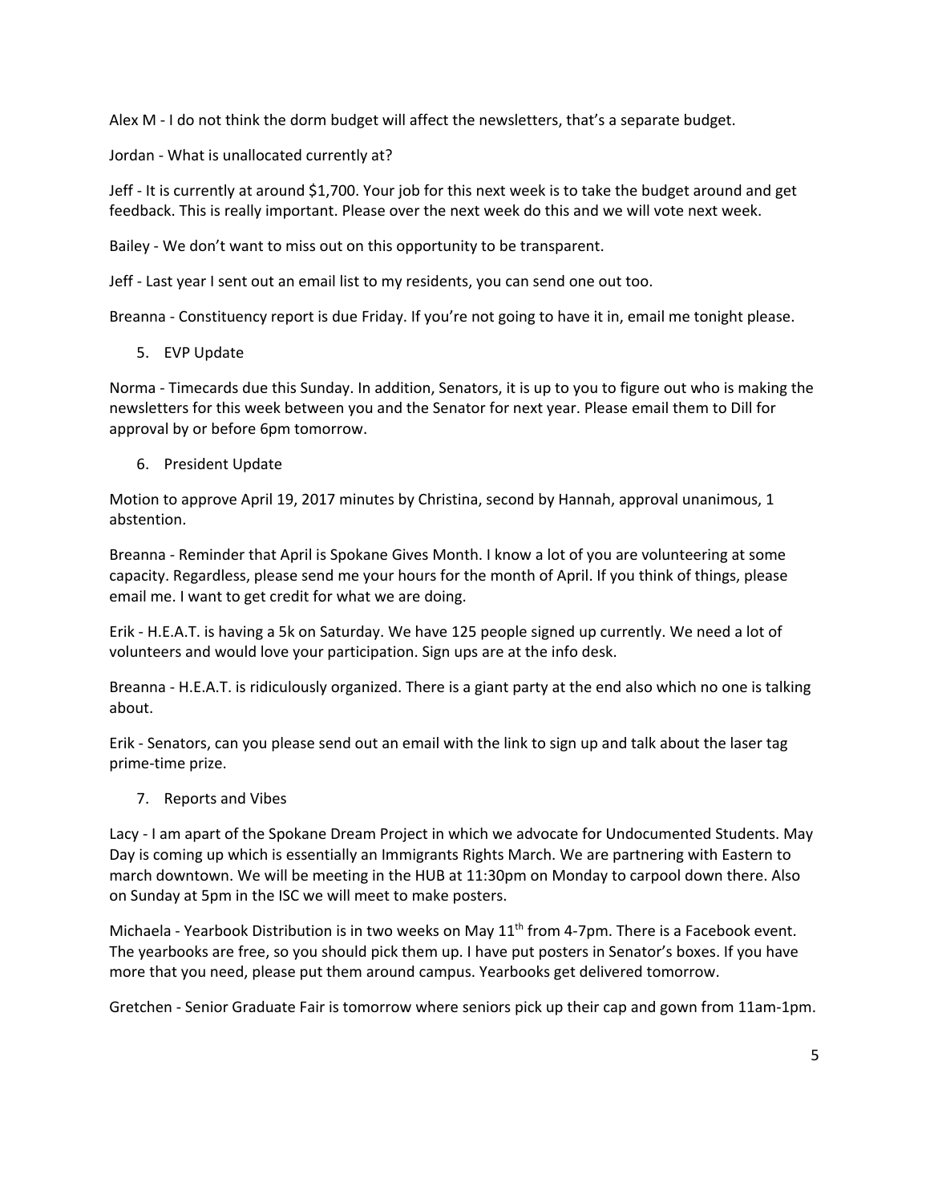Alex M - I do not think the dorm budget will affect the newsletters, that's a separate budget.

Jordan - What is unallocated currently at?

Jeff - It is currently at around $1,700. Your job for this next week is to take the budget around and get feedback. This is really important. Please over the next week do this and we will vote next week.

Bailey - We don't want to miss out on this opportunity to be transparent.

Jeff - Last year I sent out an email list to my residents, you can send one out too.

Breanna - Constituency report is due Friday. If you're not going to have it in, email me tonight please.

5. EVP Update

Norma - Timecards due this Sunday. In addition, Senators, it is up to you to figure out who is making the newsletters for this week between you and the Senator for next year. Please email them to Dill for approval by or before 6pm tomorrow.

6. President Update

Motion to approve April 19, 2017 minutes by Christina, second by Hannah, approval unanimous, 1 abstention.

Breanna - Reminder that April is Spokane Gives Month. I know a lot of you are volunteering at some capacity. Regardless, please send me your hours for the month of April. If you think of things, please email me. I want to get credit for what we are doing.

Erik - H.E.A.T. is having a 5k on Saturday. We have 125 people signed up currently. We need a lot of volunteers and would love your participation. Sign ups are at the info desk.

Breanna - H.E.A.T. is ridiculously organized. There is a giant party at the end also which no one is talking about.

Erik - Senators, can you please send out an email with the link to sign up and talk about the laser tag prime-time prize.

7. Reports and Vibes

Lacy - I am apart of the Spokane Dream Project in which we advocate for Undocumented Students. May Day is coming up which is essentially an Immigrants Rights March. We are partnering with Eastern to march downtown. We will be meeting in the HUB at 11:30pm on Monday to carpool down there. Also on Sunday at 5pm in the ISC we will meet to make posters.

Michaela - Yearbook Distribution is in two weeks on May 11th from 4-7pm. There is a Facebook event. The yearbooks are free, so you should pick them up. I have put posters in Senator's boxes. If you have more that you need, please put them around campus. Yearbooks get delivered tomorrow.

Gretchen - Senior Graduate Fair is tomorrow where seniors pick up their cap and gown from 11am-1pm.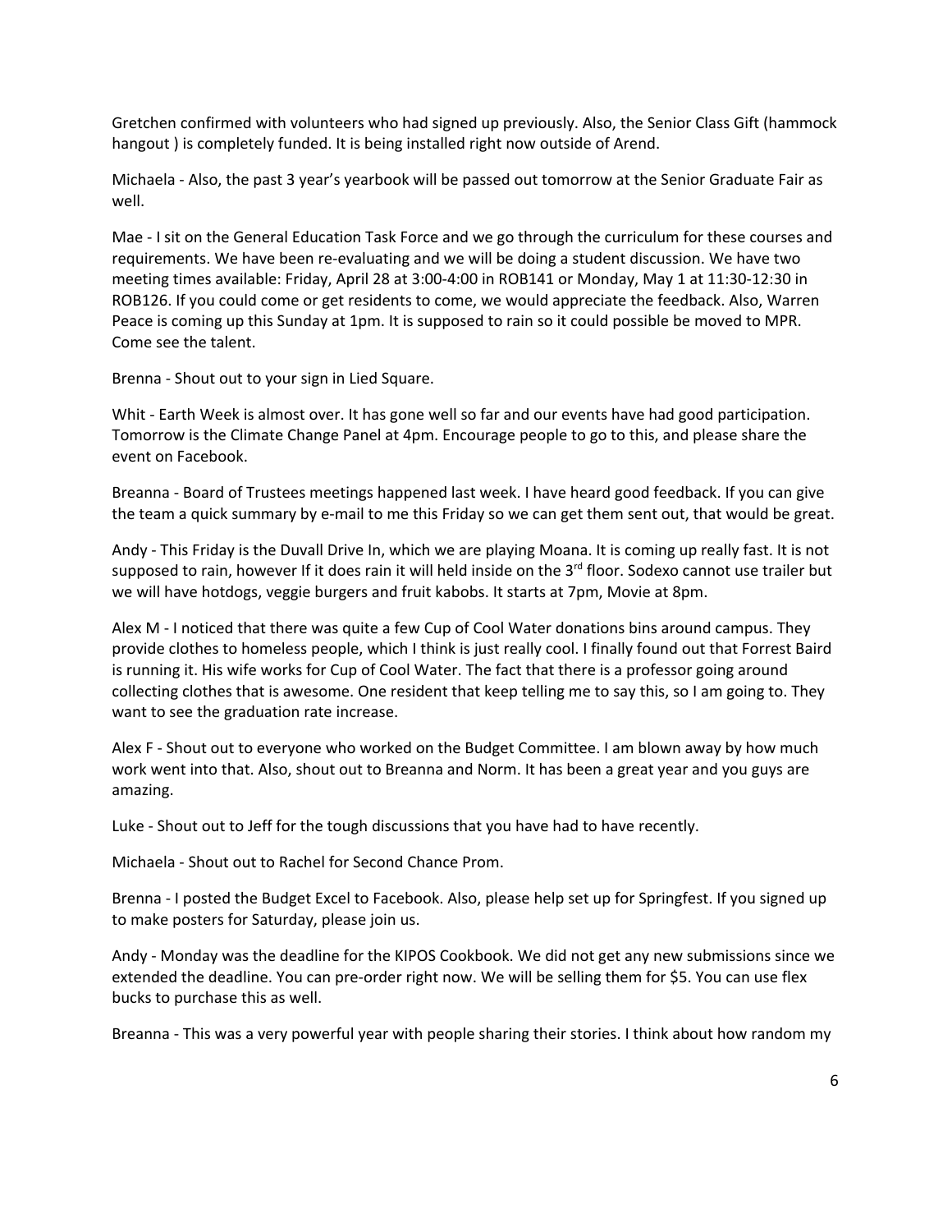Gretchen confirmed with volunteers who had signed up previously. Also, the Senior Class Gift (hammock hangout ) is completely funded. It is being installed right now outside of Arend.

Michaela - Also, the past 3 year's yearbook will be passed out tomorrow at the Senior Graduate Fair as well.

Mae - I sit on the General Education Task Force and we go through the curriculum for these courses and requirements. We have been re-evaluating and we will be doing a student discussion. We have two meeting times available: Friday, April 28 at 3:00-4:00 in ROB141 or Monday, May 1 at 11:30-12:30 in ROB126. If you could come or get residents to come, we would appreciate the feedback. Also, Warren Peace is coming up this Sunday at 1pm. It is supposed to rain so it could possible be moved to MPR. Come see the talent.

Brenna - Shout out to your sign in Lied Square.

Whit - Earth Week is almost over. It has gone well so far and our events have had good participation. Tomorrow is the Climate Change Panel at 4pm. Encourage people to go to this, and please share the event on Facebook.

Breanna - Board of Trustees meetings happened last week. I have heard good feedback. If you can give the team a quick summary by e-mail to me this Friday so we can get them sent out, that would be great.

Andy - This Friday is the Duvall Drive In, which we are playing Moana. It is coming up really fast. It is not supposed to rain, however If it does rain it will held inside on the 3rd floor. Sodexo cannot use trailer but we will have hotdogs, veggie burgers and fruit kabobs. It starts at 7pm, Movie at 8pm.

Alex M - I noticed that there was quite a few Cup of Cool Water donations bins around campus. They provide clothes to homeless people, which I think is just really cool. I finally found out that Forrest Baird is running it. His wife works for Cup of Cool Water. The fact that there is a professor going around collecting clothes that is awesome. One resident that keep telling me to say this, so I am going to. They want to see the graduation rate increase.

Alex F - Shout out to everyone who worked on the Budget Committee. I am blown away by how much work went into that. Also, shout out to Breanna and Norm. It has been a great year and you guys are amazing.

Luke - Shout out to Jeff for the tough discussions that you have had to have recently.

Michaela - Shout out to Rachel for Second Chance Prom.

Brenna - I posted the Budget Excel to Facebook. Also, please help set up for Springfest. If you signed up to make posters for Saturday, please join us.

Andy - Monday was the deadline for the KIPOS Cookbook. We did not get any new submissions since we extended the deadline. You can pre-order right now. We will be selling them for $5. You can use flex bucks to purchase this as well.

Breanna - This was a very powerful year with people sharing their stories. I think about how random my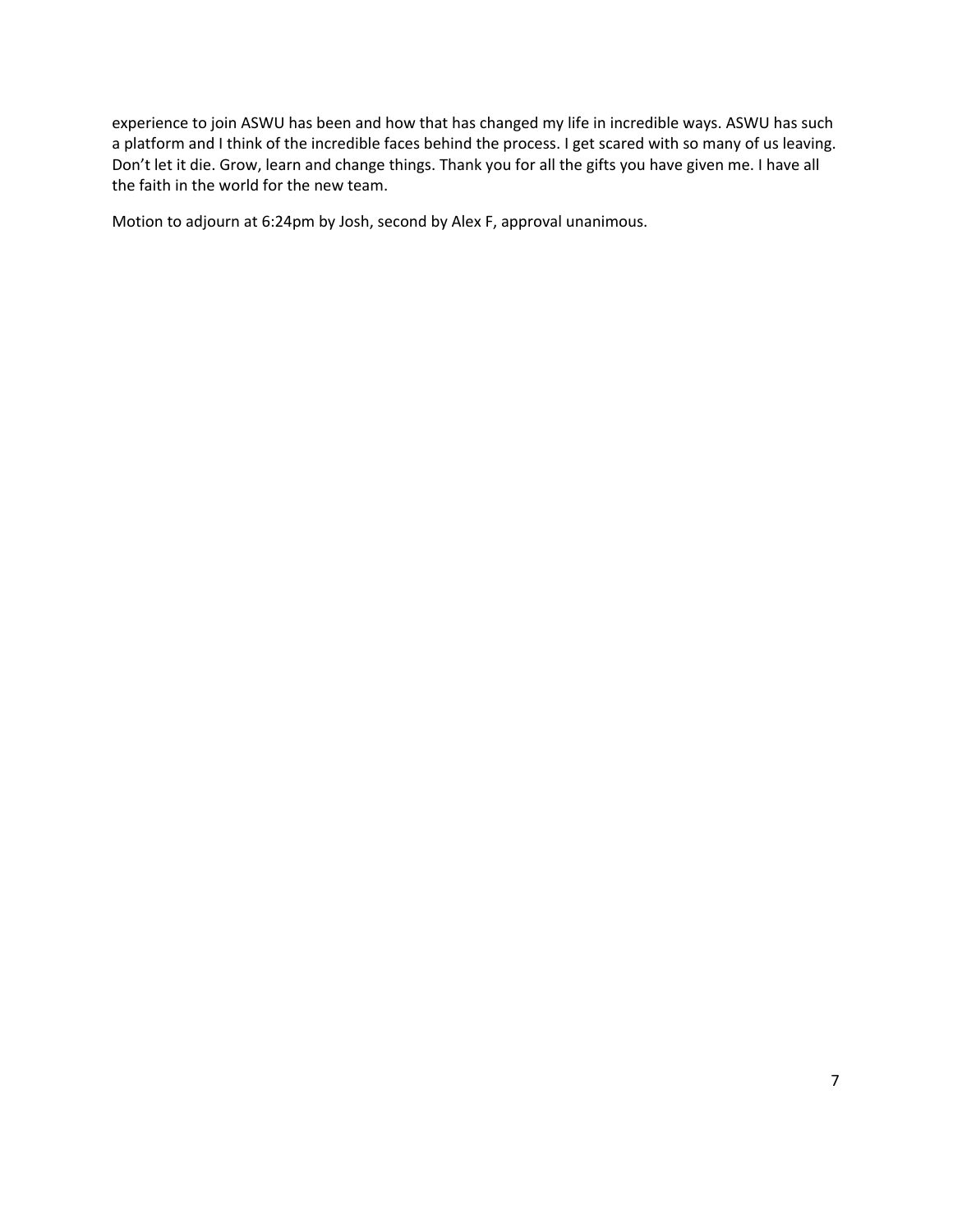experience to join ASWU has been and how that has changed my life in incredible ways. ASWU has such a platform and I think of the incredible faces behind the process. I get scared with so many of us leaving. Don't let it die. Grow, learn and change things. Thank you for all the gifts you have given me. I have all the faith in the world for the new team.

Motion to adjourn at 6:24pm by Josh, second by Alex F, approval unanimous.